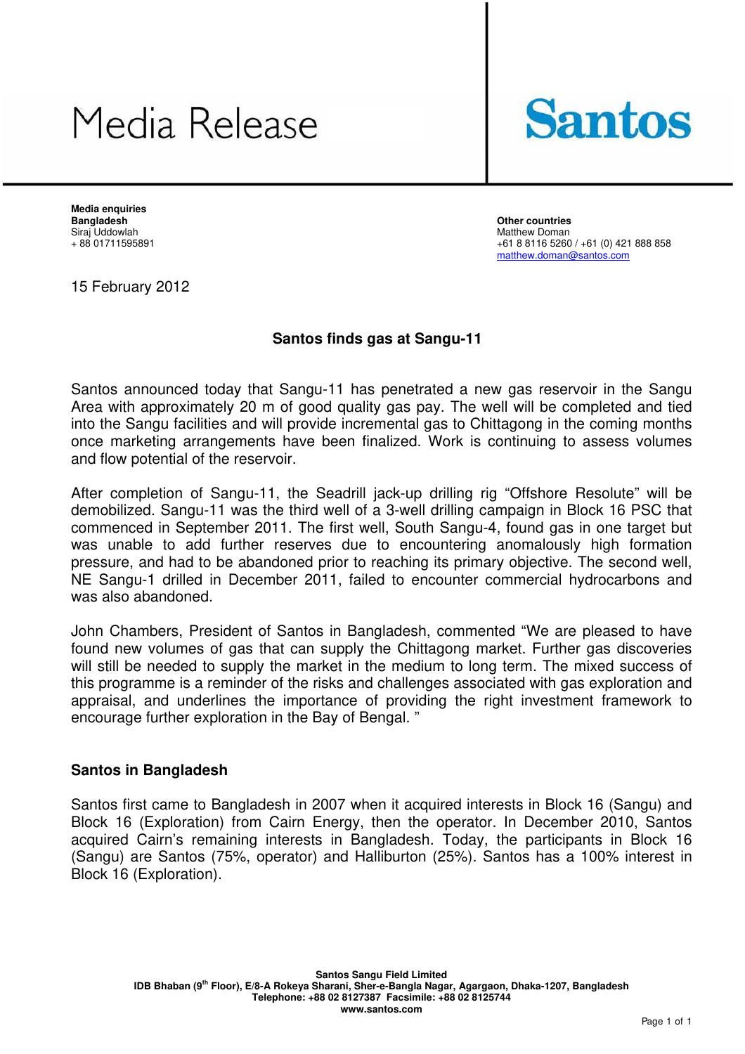# Media Release

**Santos**

**Media enquiries**
**Bangladesh**
Siraj Uddowlah
+ 88 01711595891

**Other countries**
Matthew Doman
+61 8 8116 5260 / +61 (0) 421 888 858
matthew.doman@santos.com

15 February 2012

## Santos finds gas at Sangu-11

Santos announced today that Sangu-11 has penetrated a new gas reservoir in the Sangu Area with approximately 20 m of good quality gas pay. The well will be completed and tied into the Sangu facilities and will provide incremental gas to Chittagong in the coming months once marketing arrangements have been finalized. Work is continuing to assess volumes and flow potential of the reservoir.

After completion of Sangu-11, the Seadrill jack-up drilling rig "Offshore Resolute" will be demobilized. Sangu-11 was the third well of a 3-well drilling campaign in Block 16 PSC that commenced in September 2011. The first well, South Sangu-4, found gas in one target but was unable to add further reserves due to encountering anomalously high formation pressure, and had to be abandoned prior to reaching its primary objective. The second well, NE Sangu-1 drilled in December 2011, failed to encounter commercial hydrocarbons and was also abandoned.

John Chambers, President of Santos in Bangladesh, commented "We are pleased to have found new volumes of gas that can supply the Chittagong market. Further gas discoveries will still be needed to supply the market in the medium to long term. The mixed success of this programme is a reminder of the risks and challenges associated with gas exploration and appraisal, and underlines the importance of providing the right investment framework to encourage further exploration in the Bay of Bengal. "

### Santos in Bangladesh

Santos first came to Bangladesh in 2007 when it acquired interests in Block 16 (Sangu) and Block 16 (Exploration) from Cairn Energy, then the operator. In December 2010, Santos acquired Cairn's remaining interests in Bangladesh. Today, the participants in Block 16 (Sangu) are Santos (75%, operator) and Halliburton (25%). Santos has a 100% interest in Block 16 (Exploration).

**Santos Sangu Field Limited**
**IDB Bhaban (9th Floor), E/8-A Rokeya Sharani, Sher-e-Bangla Nagar, Agargaon, Dhaka-1207, Bangladesh**
**Telephone: +88 02 8127387 Facsimile: +88 02 8125744**
**www.santos.com**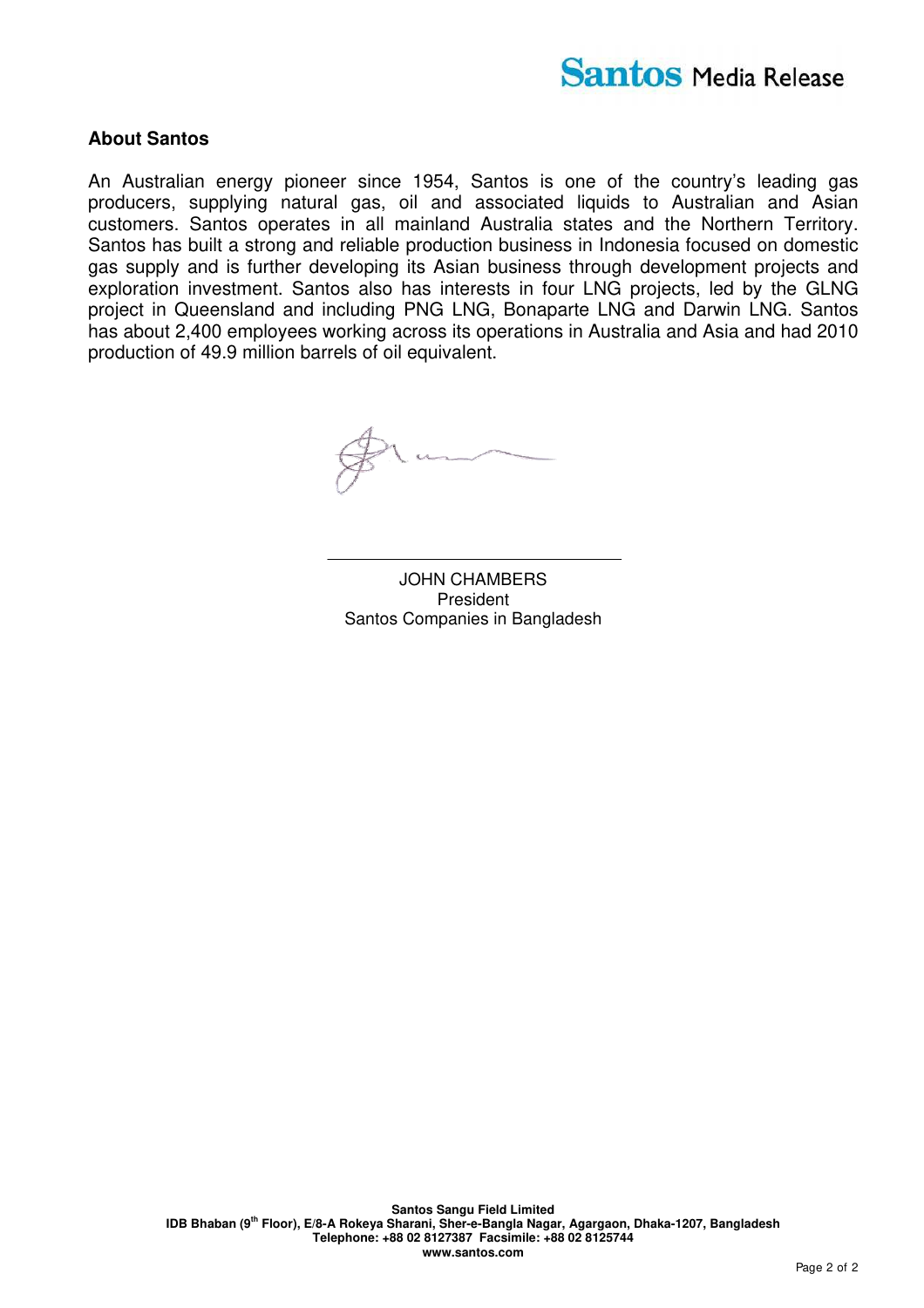## About Santos

An Australian energy pioneer since 1954, Santos is one of the country's leading gas producers, supplying natural gas, oil and associated liquids to Australian and Asian customers. Santos operates in all mainland Australia states and the Northern Territory. Santos has built a strong and reliable production business in Indonesia focused on domestic gas supply and is further developing its Asian business through development projects and exploration investment. Santos also has interests in four LNG projects, led by the GLNG project in Queensland and including PNG LNG, Bonaparte LNG and Darwin LNG. Santos has about 2,400 employees working across its operations in Australia and Asia and had 2010 production of 49.9 million barrels of oil equivalent.

JOHN CHAMBERS
President
Santos Companies in Bangladesh

**Santos Sangu Field Limited**
**IDB Bhaban (9th Floor), E/8-A Rokeya Sharani, Sher-e-Bangla Nagar, Agargaon, Dhaka-1207, Bangladesh**
**Telephone: +88 02 8127387 Facsimile: +88 02 8125744**
**www.santos.com**